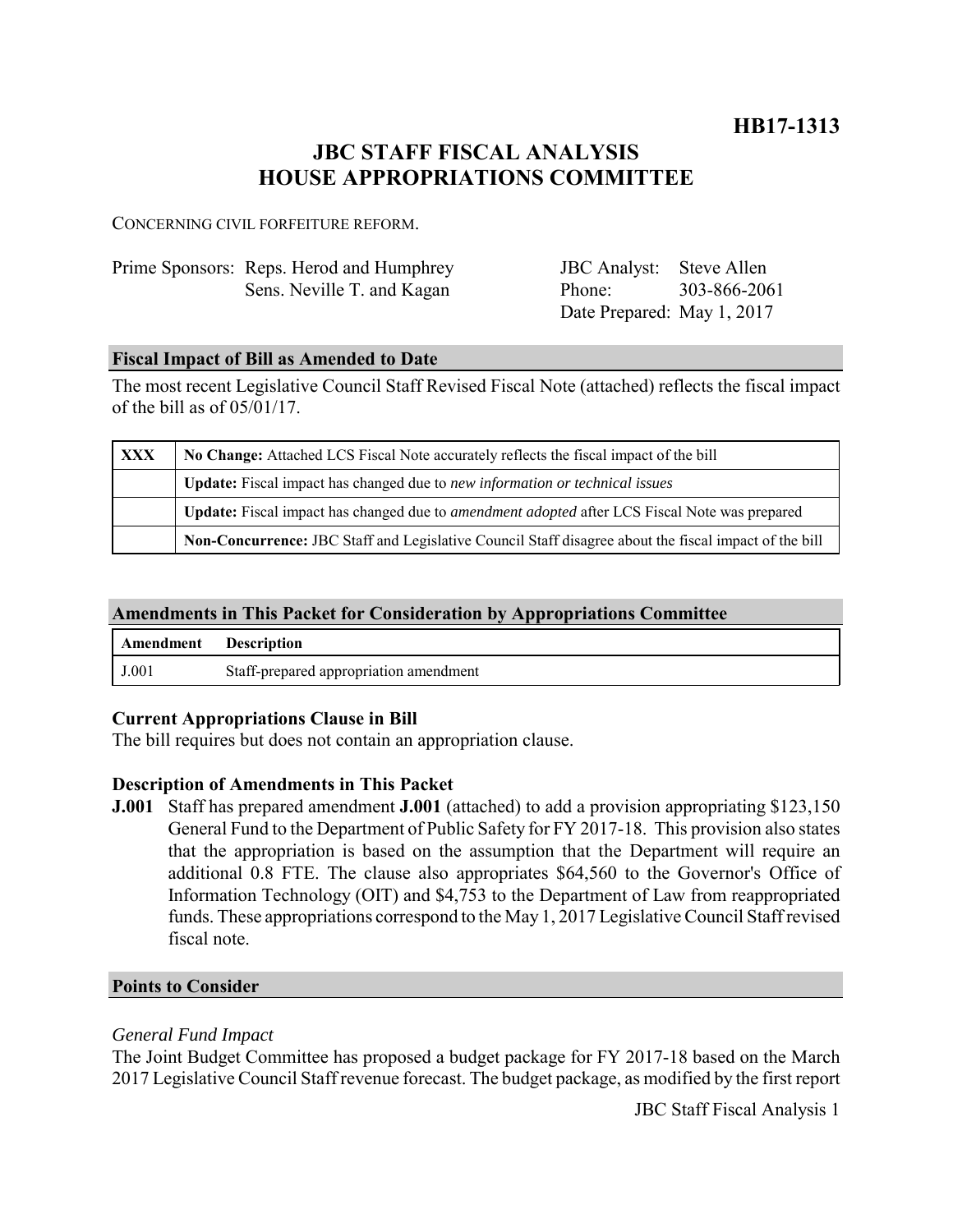**HB17-1313**

# JBC STAFF FISCAL ANALYSIS
# HOUSE APPROPRIATIONS COMMITTEE

CONCERNING CIVIL FORFEITURE REFORM.

| | | | |
|---|---|---|---|
| Prime Sponsors: | Reps. Herod and Humphrey | JBC Analyst: | Steve Allen |
| | Sens. Neville T. and Kagan | Phone: | 303-866-2061 |
| | | Date Prepared: | May 1, 2017 |

## Fiscal Impact of Bill as Amended to Date

The most recent Legislative Council Staff Revised Fiscal Note (attached) reflects the fiscal impact of the bill as of 05/01/17.

| | |
|---|---|
| **XXX** | **No Change:** Attached LCS Fiscal Note accurately reflects the fiscal impact of the bill |
| | **Update:** Fiscal impact has changed due to *new information or technical issues* |
| | **Update:** Fiscal impact has changed due to *amendment adopted* after LCS Fiscal Note was prepared |
| | **Non-Concurrence:** JBC Staff and Legislative Council Staff disagree about the fiscal impact of the bill |

## Amendments in This Packet for Consideration by Appropriations Committee

| Amendment | Description |
|---|---|
| J.001 | Staff-prepared appropriation amendment |

### Current Appropriations Clause in Bill

The bill requires but does not contain an appropriation clause.

### Description of Amendments in This Packet

**J.001** Staff has prepared amendment **J.001** (attached) to add a provision appropriating $123,150 General Fund to the Department of Public Safety for FY 2017-18. This provision also states that the appropriation is based on the assumption that the Department will require an additional 0.8 FTE. The clause also appropriates $64,560 to the Governor's Office of Information Technology (OIT) and $4,753 to the Department of Law from reappropriated funds. These appropriations correspond to the May 1, 2017 Legislative Council Staff revised fiscal note.

## Points to Consider

*General Fund Impact*

The Joint Budget Committee has proposed a budget package for FY 2017-18 based on the March 2017 Legislative Council Staff revenue forecast. The budget package, as modified by the first report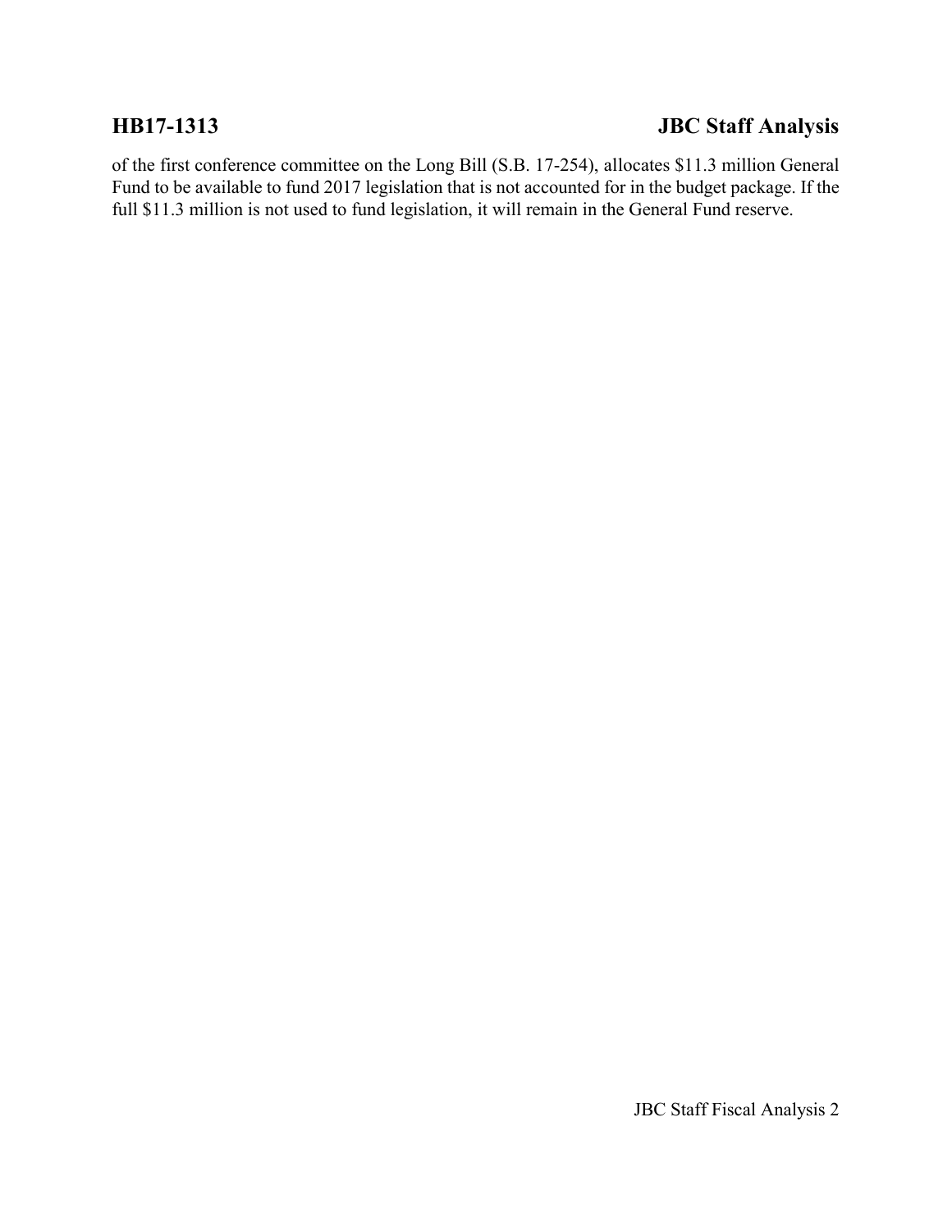of the first conference committee on the Long Bill (S.B. 17-254), allocates $11.3 million General Fund to be available to fund 2017 legislation that is not accounted for in the budget package. If the full $11.3 million is not used to fund legislation, it will remain in the General Fund reserve.